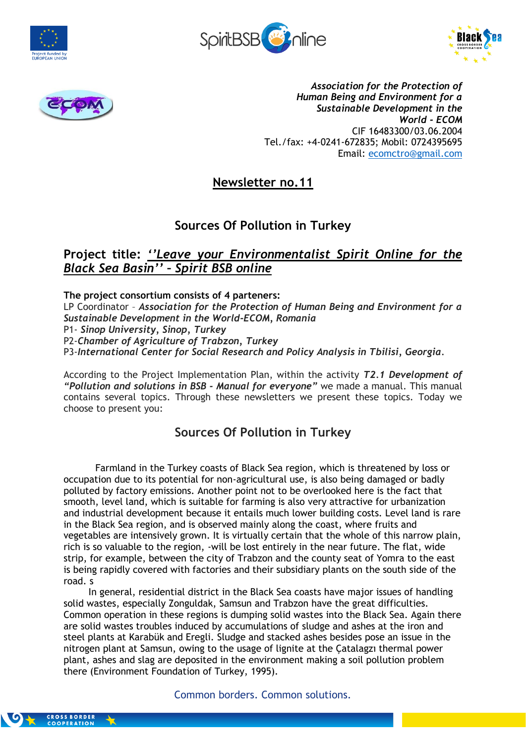*Association for the Protection of Human Being and Environment for a Sustainable Development in the World - ECOM*
CIF 16483300/03.06.2004
Tel./fax: +4-0241-672835; Mobil: 0724395695
Email: ecomctro@gmail.com

# Newsletter no.11

## Sources Of Pollution in Turkey

## Project title: *''Leave your Environmentalist Spirit Online for the Black Sea Basin'' - Spirit BSB online*

**The project consortium consists of 4 parteners:**
LP Coordinator – ***Association for the Protection of Human Being and Environment for a Sustainable Development in the World-ECOM, Romania***
P1- ***Sinop University, Sinop, Turkey***
P2-***Chamber of Agriculture of Trabzon, Turkey***
P3-***International Center for Social Research and Policy Analysis in Tbilisi, Georgia***.

According to the Project Implementation Plan, within the activity ***T2.1 Development of "Pollution and solutions in BSB - Manual for everyone"*** we made a manual. This manual contains several topics. Through these newsletters we present these topics. Today we choose to present you:

## Sources Of Pollution in Turkey

Farmland in the Turkey coasts of Black Sea region, which is threatened by loss or occupation due to its potential for non-agricultural use, is also being damaged or badly polluted by factory emissions. Another point not to be overlooked here is the fact that smooth, level land, which is suitable for farming is also very attractive for urbanization and industrial development because it entails much lower building costs. Level land is rare in the Black Sea region, and is observed mainly along the coast, where fruits and vegetables are intensively grown. It is virtually certain that the whole of this narrow plain, rich is so valuable to the region, -will be lost entirely in the near future. The flat, wide strip, for example, between the city of Trabzon and the county seat of Yomra to the east is being rapidly covered with factories and their subsidiary plants on the south side of the road. s

In general, residential district in the Black Sea coasts have major issues of handling solid wastes, especially Zonguldak, Samsun and Trabzon have the great difficulties. Common operation in these regions is dumping solid wastes into the Black Sea. Again there are solid wastes troubles induced by accumulations of sludge and ashes at the iron and steel plants at Karabük and Eregli. Sludge and stacked ashes besides pose an issue in the nitrogen plant at Samsun, owing to the usage of lignite at the Çatalagzı thermal power plant, ashes and slag are deposited in the environment making a soil pollution problem there (Environment Foundation of Turkey, 1995).

Common borders. Common solutions.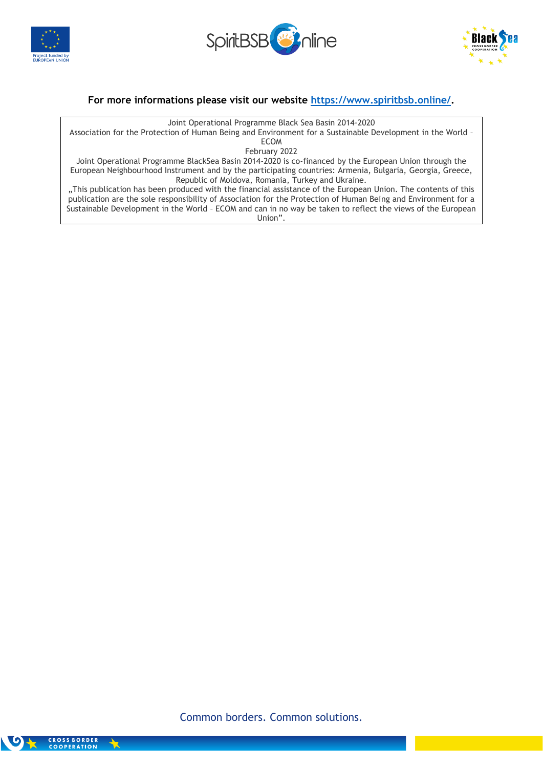**For more informations please visit our website [https://www.spiritbsb.online/](https://www.spiritbsb.online/).**

| |
|---|
| Joint Operational Programme Black Sea Basin 2014-2020<br>Association for the Protection of Human Being and Environment for a Sustainable Development in the World – ECOM<br>February 2022<br>Joint Operational Programme BlackSea Basin 2014-2020 is co-financed by the European Union through the European Neighbourhood Instrument and by the participating countries: Armenia, Bulgaria, Georgia, Greece, Republic of Moldova, Romania, Turkey and Ukraine.<br>„This publication has been produced with the financial assistance of the European Union. The contents of this publication are the sole responsibility of Association for the Protection of Human Being and Environment for a Sustainable Development in the World – ECOM and can in no way be taken to reflect the views of the European Union". |

Common borders. Common solutions.